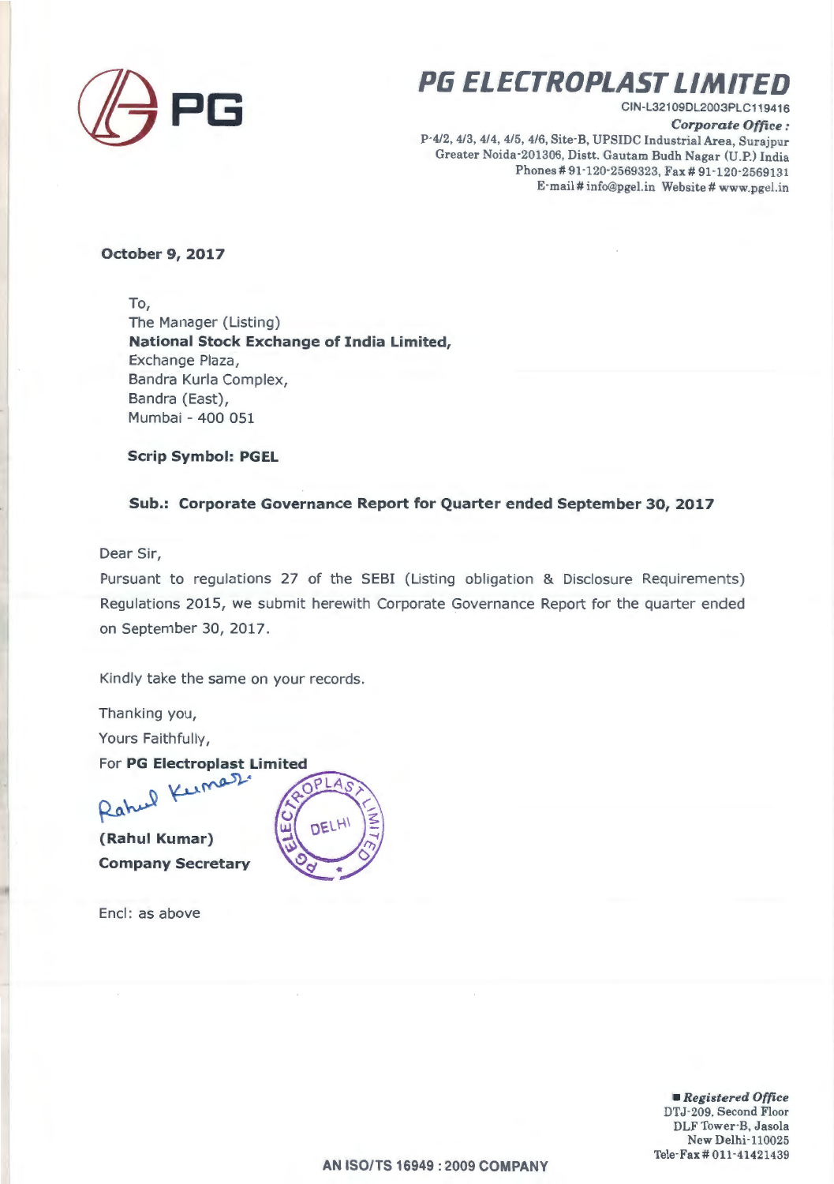# PG ELECTROPLAST LIMITED

CIN-L32109DL2003PLC119416

***Corporate Office :***
P-4/2, 4/3, 4/4, 4/5, 4/6, Site-B, UPSIDC Industrial Area, Surajpur
Greater Noida-201306, Distt. Gautam Budh Nagar (U.P.) India
Phones # 91-120-2569323, Fax # 91-120-2569131
E-mail # info@pgel.in Website # www.pgel.in

**October 9, 2017**

To,
The Manager (Listing)
**National Stock Exchange of India Limited,**
Exchange Plaza,
Bandra Kurla Complex,
Bandra (East),
Mumbai - 400 051

**Scrip Symbol: PGEL**

**Sub.: Corporate Governance Report for Quarter ended September 30, 2017**

Dear Sir,

Pursuant to regulations 27 of the SEBI (Listing obligation & Disclosure Requirements) Regulations 2015, we submit herewith Corporate Governance Report for the quarter ended on September 30, 2017.

Kindly take the same on your records.

Thanking you,

Yours Faithfully,

For **PG Electroplast Limited**

Rahul Kumar

**(Rahul Kumar)**
**Company Secretary**

Encl: as above

***Registered Office***
DTJ-209, Second Floor
DLF Tower-B, Jasola
New Delhi-110025
Tele-Fax # 011-41421439

**AN ISO/TS 16949 : 2009 COMPANY**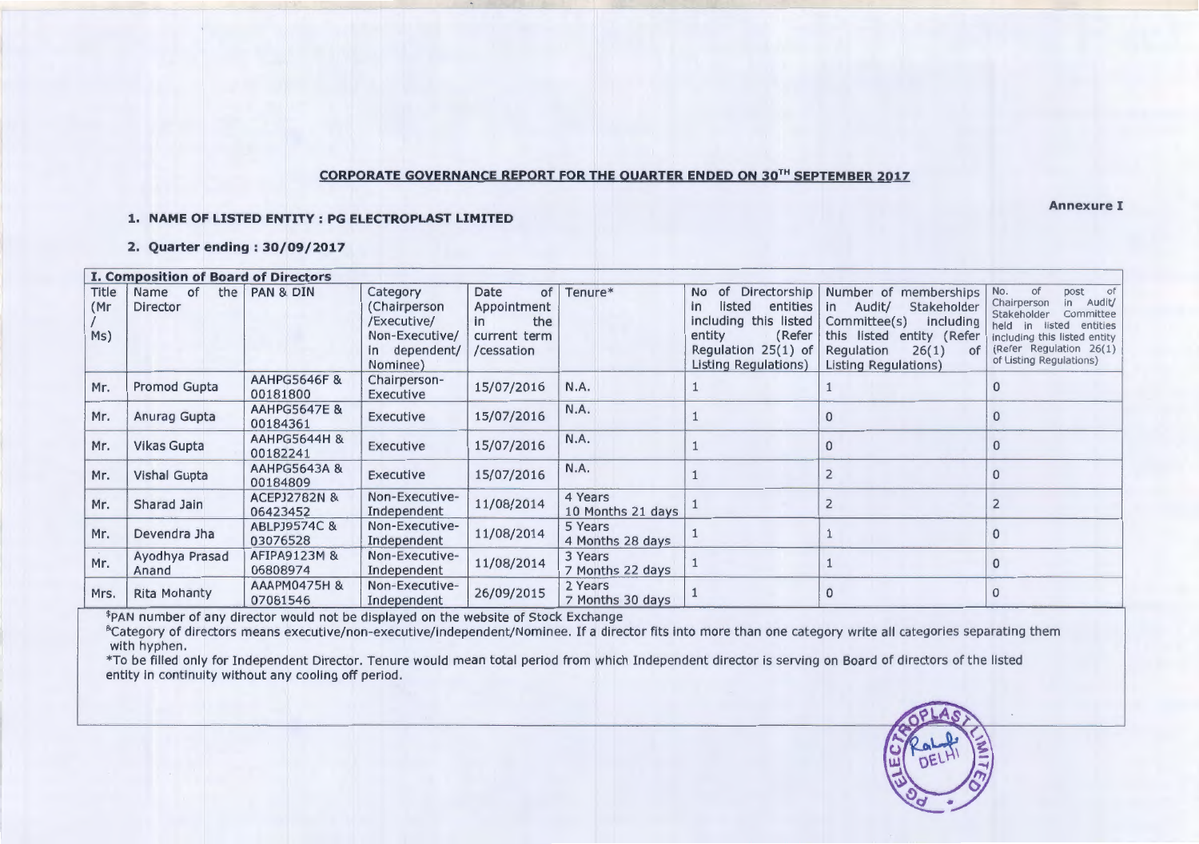**CORPORATE GOVERNANCE REPORT FOR THE QUARTER ENDED ON 30TH SEPTEMBER 2017**

**Annexure I**

**1. NAME OF LISTED ENTITY : PG ELECTROPLAST LIMITED**

**2. Quarter ending : 30/09/2017**

**I. Composition of Board of Directors**

| Title (Mr / Ms) | Name of the Director | PAN & DIN | Category (Chairperson /Executive/ Non-Executive/ in dependent/ Nominee) | Date of Appointment in the current term /cessation | Tenure* | No of Directorship in listed entities including this listed entity (Refer Regulation 25(1) of Listing Regulations) | Number of memberships in Audit/ Stakeholder Committee(s) including this listed entity (Refer Regulation 26(1) of Listing Regulations) | No. of post of Chairperson in Audit/ Stakeholder Committee held in listed entities including this listed entity (Refer Regulation 26(1) of Listing Regulations) |
|---|---|---|---|---|---|---|---|---|
| Mr. | Promod Gupta | AAHPG5646F & 00181800 | Chairperson-Executive | 15/07/2016 | N.A. | 1 | 1 | 0 |
| Mr. | Anurag Gupta | AAHPG5647E & 00184361 | Executive | 15/07/2016 | N.A. | 1 | 0 | 0 |
| Mr. | Vikas Gupta | AAHPG5644H & 00182241 | Executive | 15/07/2016 | N.A. | 1 | 0 | 0 |
| Mr. | Vishal Gupta | AAHPG5643A & 00184809 | Executive | 15/07/2016 | N.A. | 1 | 2 | 0 |
| Mr. | Sharad Jain | ACEPJ2782N & 06423452 | Non-Executive-Independent | 11/08/2014 | 4 Years 10 Months 21 days | 1 | 2 | 2 |
| Mr. | Devendra Jha | ABLPJ9574C & 03076528 | Non-Executive-Independent | 11/08/2014 | 5 Years 4 Months 28 days | 1 | 1 | 0 |
| Mr. | Ayodhya Prasad Anand | AFIPA9123M & 06808974 | Non-Executive-Independent | 11/08/2014 | 3 Years 7 Months 22 days | 1 | 1 | 0 |
| Mrs. | Rita Mohanty | AAAPM0475H & 07081546 | Non-Executive-Independent | 26/09/2015 | 2 Years 7 Months 30 days | 1 | 0 | 0 |

$PAN number of any director would not be displayed on the website of Stock Exchange

&Category of directors means executive/non-executive/independent/Nominee. If a director fits into more than one category write all categories separating them with hyphen.

*To be filled only for Independent Director. Tenure would mean total period from which Independent director is serving on Board of directors of the listed entity in continuity without any cooling off period.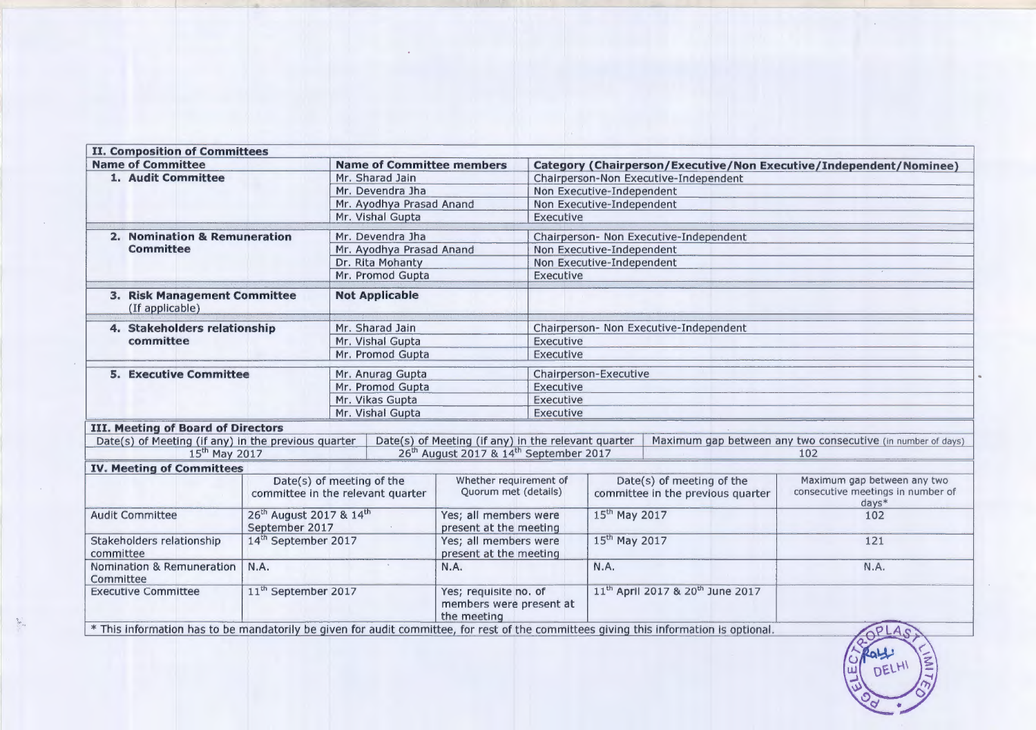**II. Composition of Committees**

| Name of Committee | Name of Committee members | Category (Chairperson/Executive/Non Executive/Independent/Nominee) |
|---|---|---|
| 1. **Audit Committee** | Mr. Sharad Jain | Chairperson-Non Executive-Independent |
| | Mr. Devendra Jha | Non Executive-Independent |
| | Mr. Ayodhya Prasad Anand | Non Executive-Independent |
| | Mr. Vishal Gupta | Executive |
| 2. **Nomination & Remuneration Committee** | Mr. Devendra Jha | Chairperson- Non Executive-Independent |
| | Mr. Ayodhya Prasad Anand | Non Executive-Independent |
| | Dr. Rita Mohanty | Non Executive-Independent |
| | Mr. Promod Gupta | Executive |
| 3. **Risk Management Committee** (If applicable) | **Not Applicable** | |
| 4. **Stakeholders relationship committee** | Mr. Sharad Jain | Chairperson- Non Executive-Independent |
| | Mr. Vishal Gupta | Executive |
| | Mr. Promod Gupta | Executive |
| 5. **Executive Committee** | Mr. Anurag Gupta | Chairperson-Executive |
| | Mr. Promod Gupta | Executive |
| | Mr. Vikas Gupta | Executive |
| | Mr. Vishal Gupta | Executive |

**III. Meeting of Board of Directors**

| Date(s) of Meeting (if any) in the previous quarter | Date(s) of Meeting (if any) in the relevant quarter | Maximum gap between any two consecutive (in number of days) |
|---|---|---|
| 15th May 2017 | 26th August 2017 & 14th September 2017 | 102 |

**IV. Meeting of Committees**

| | Date(s) of meeting of the committee in the relevant quarter | Whether requirement of Quorum met (details) | Date(s) of meeting of the committee in the previous quarter | Maximum gap between any two consecutive meetings in number of days* |
|---|---|---|---|---|
| Audit Committee | 26th August 2017 & 14th September 2017 | Yes; all members were present at the meeting | 15th May 2017 | 102 |
| Stakeholders relationship committee | 14th September 2017 | Yes; all members were present at the meeting | 15th May 2017 | 121 |
| Nomination & Remuneration Committee | N.A. | N.A. | N.A. | N.A. |
| Executive Committee | 11th September 2017 | Yes; requisite no. of members were present at the meeting | 11th April 2017 & 20th June 2017 | |

* This information has to be mandatorily be given for audit committee, for rest of the committees giving this information is optional.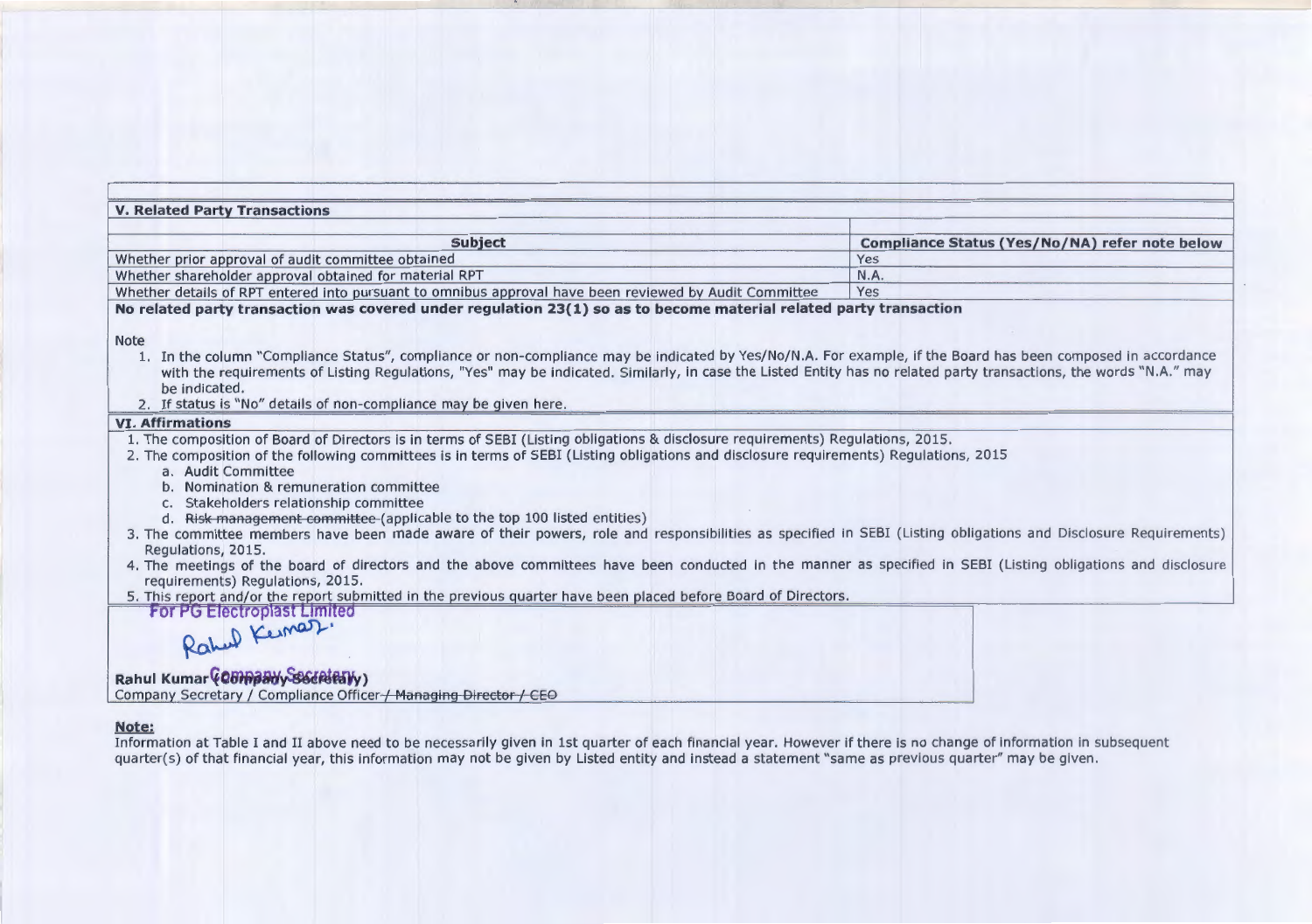## V. Related Party Transactions

| Subject | Compliance Status (Yes/No/NA) refer note below |
|---|---|
| Whether prior approval of audit committee obtained | Yes |
| Whether shareholder approval obtained for material RPT | N.A. |
| Whether details of RPT entered into pursuant to omnibus approval have been reviewed by Audit Committee | Yes |

**No related party transaction was covered under regulation 23(1) so as to become material related party transaction**

Note

1. In the column "Compliance Status", compliance or non-compliance may be indicated by Yes/No/N.A. For example, if the Board has been composed in accordance with the requirements of Listing Regulations, "Yes" may be indicated. Similarly, in case the Listed Entity has no related party transactions, the words "N.A." may be indicated.
2. If status is "No" details of non-compliance may be given here.

## VI. Affirmations

1. The composition of Board of Directors is in terms of SEBI (Listing obligations & disclosure requirements) Regulations, 2015.
2. The composition of the following committees is in terms of SEBI (Listing obligations and disclosure requirements) Regulations, 2015
   a. Audit Committee
   b. Nomination & remuneration committee
   c. Stakeholders relationship committee
   d. ~~Risk management committee~~ (applicable to the top 100 listed entities)
3. The committee members have been made aware of their powers, role and responsibilities as specified in SEBI (Listing obligations and Disclosure Requirements) Regulations, 2015.
4. The meetings of the board of directors and the above committees have been conducted in the manner as specified in SEBI (Listing obligations and disclosure requirements) Regulations, 2015.
5. This report and/or the report submitted in the previous quarter have been placed before Board of Directors.

For PG Electroplast Limited

Rahul Kumar

**Rahul Kumar (Company Secretary)**
Company Secretary / Compliance Officer ~~/ Managing Director / CEO~~

**Note:**
Information at Table I and II above need to be necessarily given in 1st quarter of each financial year. However if there is no change of information in subsequent quarter(s) of that financial year, this information may not be given by Listed entity and instead a statement "same as previous quarter" may be given.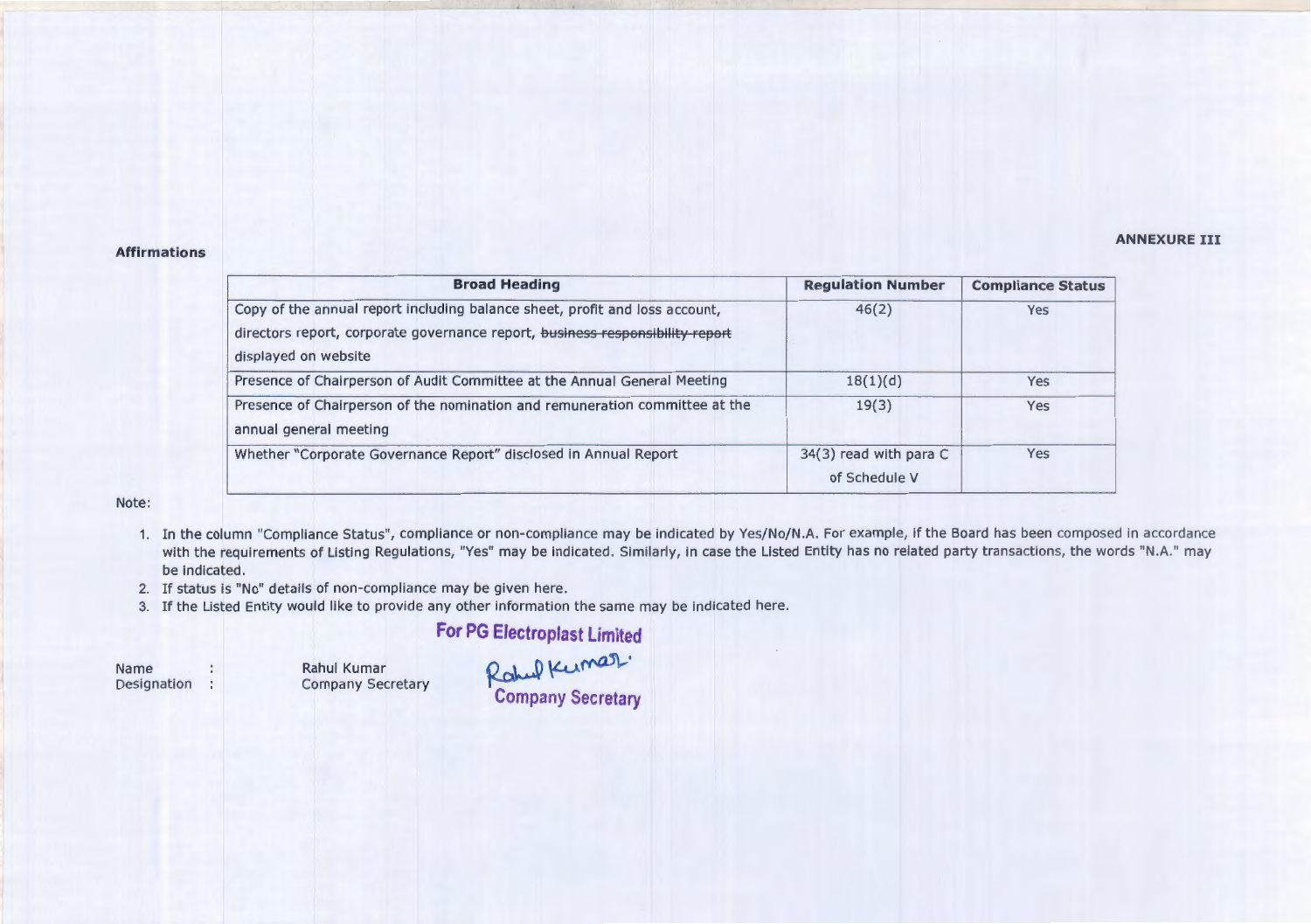**ANNEXURE III**

**Affirmations**

| Broad Heading | Regulation Number | Compliance Status |
|---|---|---|
| Copy of the annual report including balance sheet, profit and loss account, directors report, corporate governance report, ~~business responsibility report~~ displayed on website | 46(2) | Yes |
| Presence of Chairperson of Audit Committee at the Annual General Meeting | 18(1)(d) | Yes |
| Presence of Chairperson of the nomination and remuneration committee at the annual general meeting | 19(3) | Yes |
| Whether "Corporate Governance Report" disclosed in Annual Report | 34(3) read with para C of Schedule V | Yes |

Note:

1. In the column "Compliance Status", compliance or non-compliance may be indicated by Yes/No/N.A. For example, if the Board has been composed in accordance with the requirements of Listing Regulations, "Yes" may be indicated. Similarly, in case the Listed Entity has no related party transactions, the words "N.A." may be indicated.
2. If status is "No" details of non-compliance may be given here.
3. If the Listed Entity would like to provide any other information the same may be indicated here.

For PG Electroplast Limited

Rahul Kumar

Company Secretary

Name : Rahul Kumar

Designation : Company Secretary